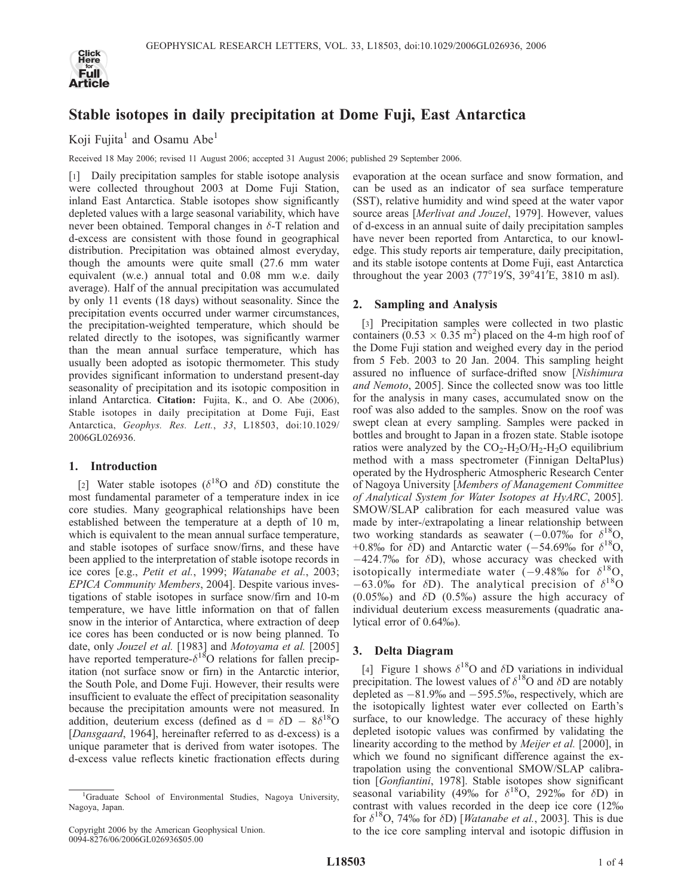# Stable isotopes in daily precipitation at Dome Fuji, East Antarctica

Koji Fujita[1] and Osamu Abe[1]

Received 18 May 2006; revised 11 August 2006; accepted 31 August 2006; published 29 September 2006.

[1] Daily precipitation samples for stable isotope analysis were collected throughout 2003 at Dome Fuji Station, inland East Antarctica. Stable isotopes show significantly depleted values with a large seasonal variability, which have never been obtained. Temporal changes in $\delta$-T relation and d-excess are consistent with those found in geographical distribution. Precipitation was obtained almost everyday, though the amounts were quite small (27.6 mm water equivalent (w.e.) annual total and 0.08 mm w.e. daily average). Half of the annual precipitation was accumulated by only 11 events (18 days) without seasonality. Since the precipitation events occurred under warmer circumstances, the precipitation-weighted temperature, which should be related directly to the isotopes, was significantly warmer than the mean annual surface temperature, which has usually been adopted as isotopic thermometer. This study provides significant information to understand present-day seasonality of precipitation and its isotopic composition in inland Antarctica. **Citation:** Fujita, K., and O. Abe (2006), Stable isotopes in daily precipitation at Dome Fuji, East Antarctica, *Geophys. Res. Lett.*, *33*, L18503, doi:10.1029/2006GL026936.

## 1. Introduction

[2] Water stable isotopes ($\delta^{18}O$ and $\delta D$) constitute the most fundamental parameter of a temperature index in ice core studies. Many geographical relationships have been established between the temperature at a depth of 10 m, which is equivalent to the mean annual surface temperature, and stable isotopes of surface snow/firns, and these have been applied to the interpretation of stable isotope records in ice cores [e.g., *Petit et al.*, 1999; *Watanabe et al.*, 2003; *EPICA Community Members*, 2004]. Despite various investigations of stable isotopes in surface snow/firn and 10-m temperature, we have little information on that of fallen snow in the interior of Antarctica, where extraction of deep ice cores has been conducted or is now being planned. To date, only *Jouzel et al.* [1983] and *Motoyama et al.* [2005] have reported temperature-$\delta^{18}O$ relations for fallen precipitation (not surface snow or firn) in the Antarctic interior, the South Pole, and Dome Fuji. However, their results were insufficient to evaluate the effect of precipitation seasonality because the precipitation amounts were not measured. In addition, deuterium excess (defined as $d = \delta D - 8\delta^{18}O$ [*Dansgaard*, 1964], hereinafter referred to as d-excess) is a unique parameter that is derived from water isotopes. The d-excess value reflects kinetic fractionation effects during evaporation at the ocean surface and snow formation, and can be used as an indicator of sea surface temperature (SST), relative humidity and wind speed at the water vapor source areas [*Merlivat and Jouzel*, 1979]. However, values of d-excess in an annual suite of daily precipitation samples have never been reported from Antarctica, to our knowledge. This study reports air temperature, daily precipitation, and its stable isotope contents at Dome Fuji, east Antarctica throughout the year 2003 (77°19′S, 39°41′E, 3810 m asl).

## 2. Sampling and Analysis

[3] Precipitation samples were collected in two plastic containers ($0.53 \times 0.35$ m$^2$) placed on the 4-m high roof of the Dome Fuji station and weighed every day in the period from 5 Feb. 2003 to 20 Jan. 2004. This sampling height assured no influence of surface-drifted snow [*Nishimura and Nemoto*, 2005]. Since the collected snow was too little for the analysis in many cases, accumulated snow on the roof was also added to the samples. Snow on the roof was swept clean at every sampling. Samples were packed in bottles and brought to Japan in a frozen state. Stable isotope ratios were analyzed by the $CO_2$-$H_2O$/$H_2$-$H_2O$ equilibrium method with a mass spectrometer (Finnigan DeltaPlus) operated by the Hydrospheric Atmospheric Research Center of Nagoya University [*Members of Management Committee of Analytical System for Water Isotopes at HyARC*, 2005]. SMOW/SLAP calibration for each measured value was made by inter-/extrapolating a linear relationship between two working standards as seawater (−0.07‰ for $\delta^{18}O$, +0.8‰ for $\delta D$) and Antarctic water (−54.69‰ for $\delta^{18}O$, −424.7‰ for $\delta D$), whose accuracy was checked with isotopically intermediate water (−9.48‰ for $\delta^{18}O$, −63.0‰ for $\delta D$). The analytical precision of $\delta^{18}O$ (0.05‰) and $\delta D$ (0.5‰) assure the high accuracy of individual deuterium excess measurements (quadratic analytical error of 0.64‰).

## 3. Delta Diagram

[4] Figure 1 shows $\delta^{18}O$ and $\delta D$ variations in individual precipitation. The lowest values of $\delta^{18}O$ and $\delta D$ are notably depleted as −81.9‰ and −595.5‰, respectively, which are the isotopically lightest water ever collected on Earth's surface, to our knowledge. The accuracy of these highly depleted isotopic values was confirmed by validating the linearity according to the method by *Meijer et al.* [2000], in which we found no significant difference against the extrapolation using the conventional SMOW/SLAP calibration [*Gonfiantini*, 1978]. Stable isotopes show significant seasonal variability (49‰ for $\delta^{18}O$, 292‰ for $\delta D$) in contrast with values recorded in the deep ice core (12‰ for $\delta^{18}O$, 74‰ for $\delta D$) [*Watanabe et al.*, 2003]. This is due to the ice core sampling interval and isotopic diffusion in

[1] Graduate School of Environmental Studies, Nagoya University, Nagoya, Japan.

Copyright 2006 by the American Geophysical Union.
0094-8276/06/2006GL026936$05.00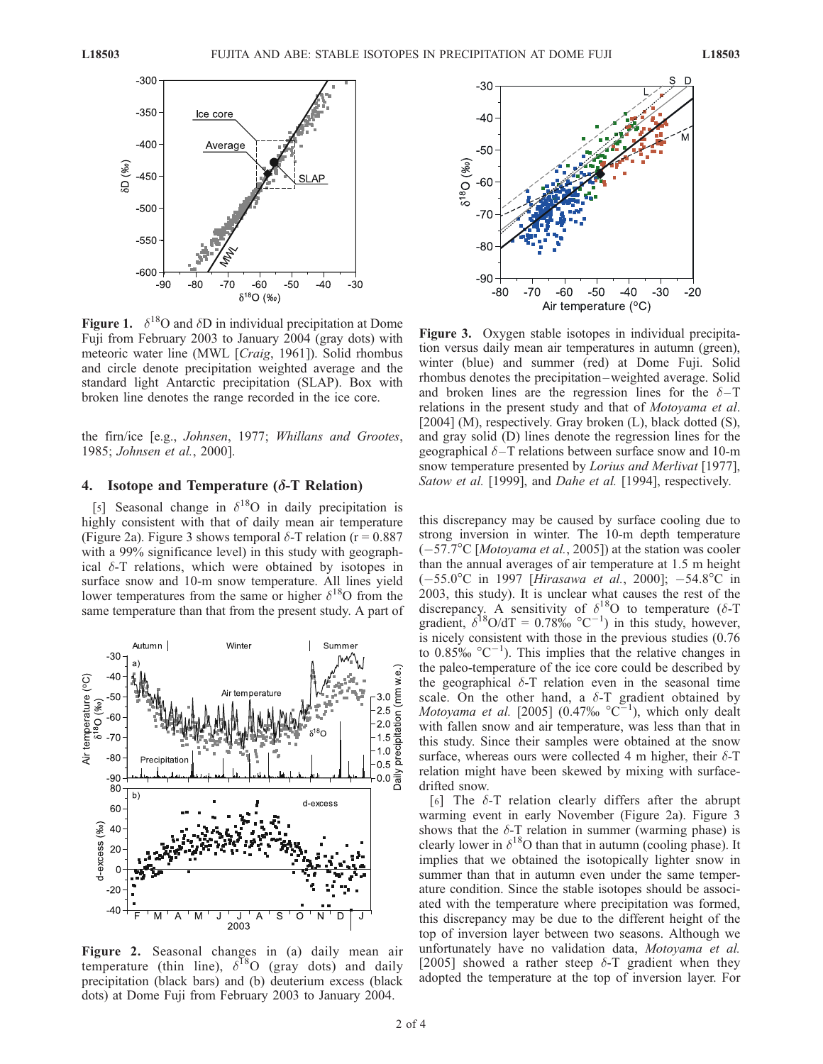**Figure 1.** $\delta^{18}$O and $\delta$D in individual precipitation at Dome Fuji from February 2003 to January 2004 (gray dots) with meteoric water line (MWL [*Craig*, 1961]). Solid rhombus and circle denote precipitation weighted average and the standard light Antarctic precipitation (SLAP). Box with broken line denotes the range recorded in the ice core.

the firn/ice [e.g., *Johnsen*, 1977; *Whillans and Grootes*, 1985; *Johnsen et al.*, 2000].

## 4. Isotope and Temperature ($\delta$-T Relation)

[5] Seasonal change in $\delta^{18}$O in daily precipitation is highly consistent with that of daily mean air temperature (Figure 2a). Figure 3 shows temporal $\delta$-T relation (r = 0.887 with a 99% significance level) in this study with geographical $\delta$-T relations, which were obtained by isotopes in surface snow and 10-m snow temperature. All lines yield lower temperatures from the same or higher $\delta^{18}$O from the same temperature than that from the present study. A part of this discrepancy may be caused by surface cooling due to strong inversion in winter. The 10-m depth temperature (−57.7°C [*Motoyama et al.*, 2005]) at the station was cooler than the annual averages of air temperature at 1.5 m height (−55.0°C in 1997 [*Hirasawa et al.*, 2000]; −54.8°C in 2003, this study). It is unclear what causes the rest of the discrepancy. A sensitivity of $\delta^{18}$O to temperature ($\delta$-T gradient, $\delta^{18}$O/dT = 0.78‰ °C$^{-1}$) in this study, however, is nicely consistent with those in the previous studies (0.76 to 0.85‰ °C$^{-1}$). This implies that the relative changes in the paleo-temperature of the ice core could be described by the geographical $\delta$-T relation even in the seasonal time scale. On the other hand, a $\delta$-T gradient obtained by *Motoyama et al.* [2005] (0.47‰ °C$^{-1}$), which only dealt with fallen snow and air temperature, was less than that in this study. Since their samples were obtained at the snow surface, whereas ours were collected 4 m higher, their $\delta$-T relation might have been skewed by mixing with surface-drifted snow.

**Figure 2.** Seasonal changes in (a) daily mean air temperature (thin line), $\delta^{18}$O (gray dots) and daily precipitation (black bars) and (b) deuterium excess (black dots) at Dome Fuji from February 2003 to January 2004.

**Figure 3.** Oxygen stable isotopes in individual precipitation versus daily mean air temperatures in autumn (green), winter (blue) and summer (red) at Dome Fuji. Solid rhombus denotes the precipitation–weighted average. Solid and broken lines are the regression lines for the $\delta$–T relations in the present study and that of *Motoyama et al.* [2004] (M), respectively. Gray broken (L), black dotted (S), and gray solid (D) lines denote the regression lines for the geographical $\delta$–T relations between surface snow and 10-m snow temperature presented by *Lorius and Merlivat* [1977], *Satow et al.* [1999], and *Dahe et al.* [1994], respectively.

[6] The $\delta$-T relation clearly differs after the abrupt warming event in early November (Figure 2a). Figure 3 shows that the $\delta$-T relation in summer (warming phase) is clearly lower in $\delta^{18}$O than that in autumn (cooling phase). It implies that we obtained the isotopically lighter snow in summer than that in autumn even under the same temperature condition. Since the stable isotopes should be associated with the temperature where precipitation was formed, this discrepancy may be due to the different height of the top of inversion layer between two seasons. Although we unfortunately have no validation data, *Motoyama et al.* [2005] showed a rather steep $\delta$-T gradient when they adopted the temperature at the top of inversion layer. For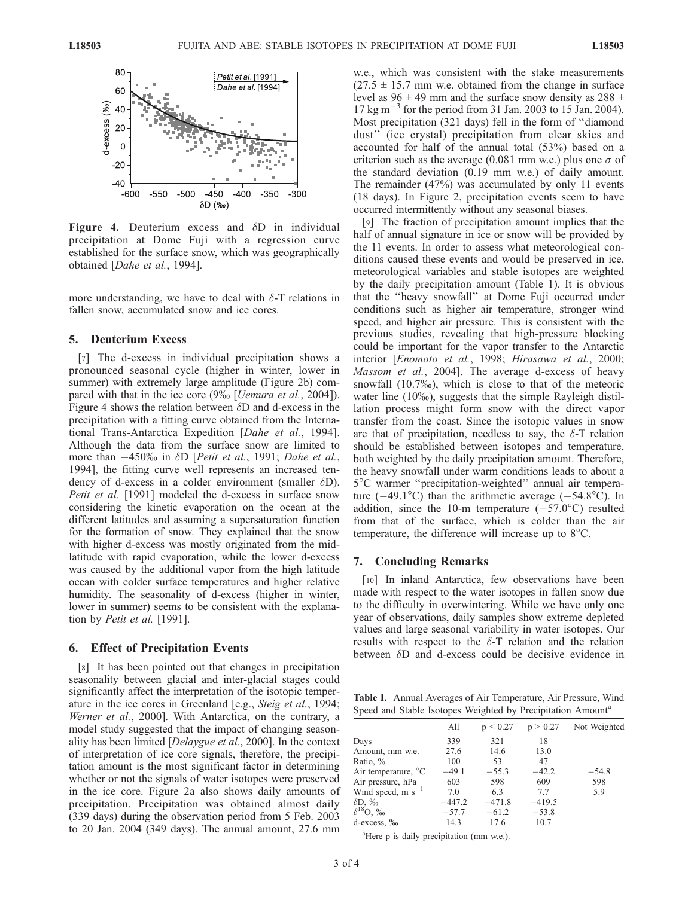**Figure 4.** Deuterium excess and δD in individual precipitation at Dome Fuji with a regression curve established for the surface snow, which was geographically obtained [*Dahe et al.*, 1994].

more understanding, we have to deal with δ-T relations in fallen snow, accumulated snow and ice cores.

## 5. Deuterium Excess

[7] The d-excess in individual precipitation shows a pronounced seasonal cycle (higher in winter, lower in summer) with extremely large amplitude (Figure 2b) compared with that in the ice core (9‰ [*Uemura et al.*, 2004]). Figure 4 shows the relation between δD and d-excess in the precipitation with a fitting curve obtained from the International Trans-Antarctica Expedition [*Dahe et al.*, 1994]. Although the data from the surface snow are limited to more than −450‰ in δD [*Petit et al.*, 1991; *Dahe et al.*, 1994], the fitting curve well represents an increased tendency of d-excess in a colder environment (smaller δD). *Petit et al.* [1991] modeled the d-excess in surface snow considering the kinetic evaporation on the ocean at the different latitudes and assuming a supersaturation function for the formation of snow. They explained that the snow with higher d-excess was mostly originated from the mid-latitude with rapid evaporation, while the lower d-excess was caused by the additional vapor from the high latitude ocean with colder surface temperatures and higher relative humidity. The seasonality of d-excess (higher in winter, lower in summer) seems to be consistent with the explanation by *Petit et al.* [1991].

## 6. Effect of Precipitation Events

[8] It has been pointed out that changes in precipitation seasonality between glacial and inter-glacial stages could significantly affect the interpretation of the isotopic temperature in the ice cores in Greenland [e.g., *Steig et al.*, 1994; *Werner et al.*, 2000]. With Antarctica, on the contrary, a model study suggested that the impact of changing seasonality has been limited [*Delaygue et al.*, 2000]. In the context of interpretation of ice core signals, therefore, the precipitation amount is the most significant factor in determining whether or not the signals of water isotopes were preserved in the ice core. Figure 2a also shows daily amounts of precipitation. Precipitation was obtained almost daily (339 days) during the observation period from 5 Feb. 2003 to 20 Jan. 2004 (349 days). The annual amount, 27.6 mm w.e., which was consistent with the stake measurements (27.5 ± 15.7 mm w.e. obtained from the change in surface level as 96 ± 49 mm and the surface snow density as 288 ± 17 kg $m^{-3}$ for the period from 31 Jan. 2003 to 15 Jan. 2004). Most precipitation (321 days) fell in the form of "diamond dust" (ice crystal) precipitation from clear skies and accounted for half of the annual total (53%) based on a criterion such as the average (0.081 mm w.e.) plus one σ of the standard deviation (0.19 mm w.e.) of daily amount. The remainder (47%) was accumulated by only 11 events (18 days). In Figure 2, precipitation events seem to have occurred intermittently without any seasonal biases.

[9] The fraction of precipitation amount implies that the half of annual signature in ice or snow will be provided by the 11 events. In order to assess what meteorological conditions caused these events and would be preserved in ice, meteorological variables and stable isotopes are weighted by the daily precipitation amount (Table 1). It is obvious that the "heavy snowfall" at Dome Fuji occurred under conditions such as higher air temperature, stronger wind speed, and higher air pressure. This is consistent with the previous studies, revealing that high-pressure blocking could be important for the vapor transfer to the Antarctic interior [*Enomoto et al.*, 1998; *Hirasawa et al.*, 2000; *Massom et al.*, 2004]. The average d-excess of heavy snowfall (10.7‰), which is close to that of the meteoric water line (10‰), suggests that the simple Rayleigh distillation process might form snow with the direct vapor transfer from the coast. Since the isotopic values in snow are that of precipitation, needless to say, the δ-T relation should be established between isotopes and temperature, both weighted by the daily precipitation amount. Therefore, the heavy snowfall under warm conditions leads to about a 5°C warmer "precipitation-weighted" annual air temperature (−49.1°C) than the arithmetic average (−54.8°C). In addition, since the 10-m temperature (−57.0°C) resulted from that of the surface, which is colder than the air temperature, the difference will increase up to 8°C.

## 7. Concluding Remarks

[10] In inland Antarctica, few observations have been made with respect to the water isotopes in fallen snow due to the difficulty in overwintering. While we have only one year of observations, daily samples show extreme depleted values and large seasonal variability in water isotopes. Our results with respect to the δ-T relation and the relation between δD and d-excess could be decisive evidence in

**Table 1.** Annual Averages of Air Temperature, Air Pressure, Wind Speed and Stable Isotopes Weighted by Precipitation Amount[a]

| | All | $p < 0.27$ | $p > 0.27$ | Not Weighted |
|---|---|---|---|---|
| Days | 339 | 321 | 18 | |
| Amount, mm w.e. | 27.6 | 14.6 | 13.0 | |
| Ratio, % | 100 | 53 | 47 | |
| Air temperature, °C | −49.1 | −55.3 | −42.2 | −54.8 |
| Air pressure, hPa | 603 | 598 | 609 | 598 |
| Wind speed, m $s^{-1}$ | 7.0 | 6.3 | 7.7 | 5.9 |
| δD, ‰ | −447.2 | −471.8 | −419.5 | |
| $\delta^{18}$O, ‰ | −57.7 | −61.2 | −53.8 | |
| d-excess, ‰ | 14.3 | 17.6 | 10.7 | |

[a]Here p is daily precipitation (mm w.e.).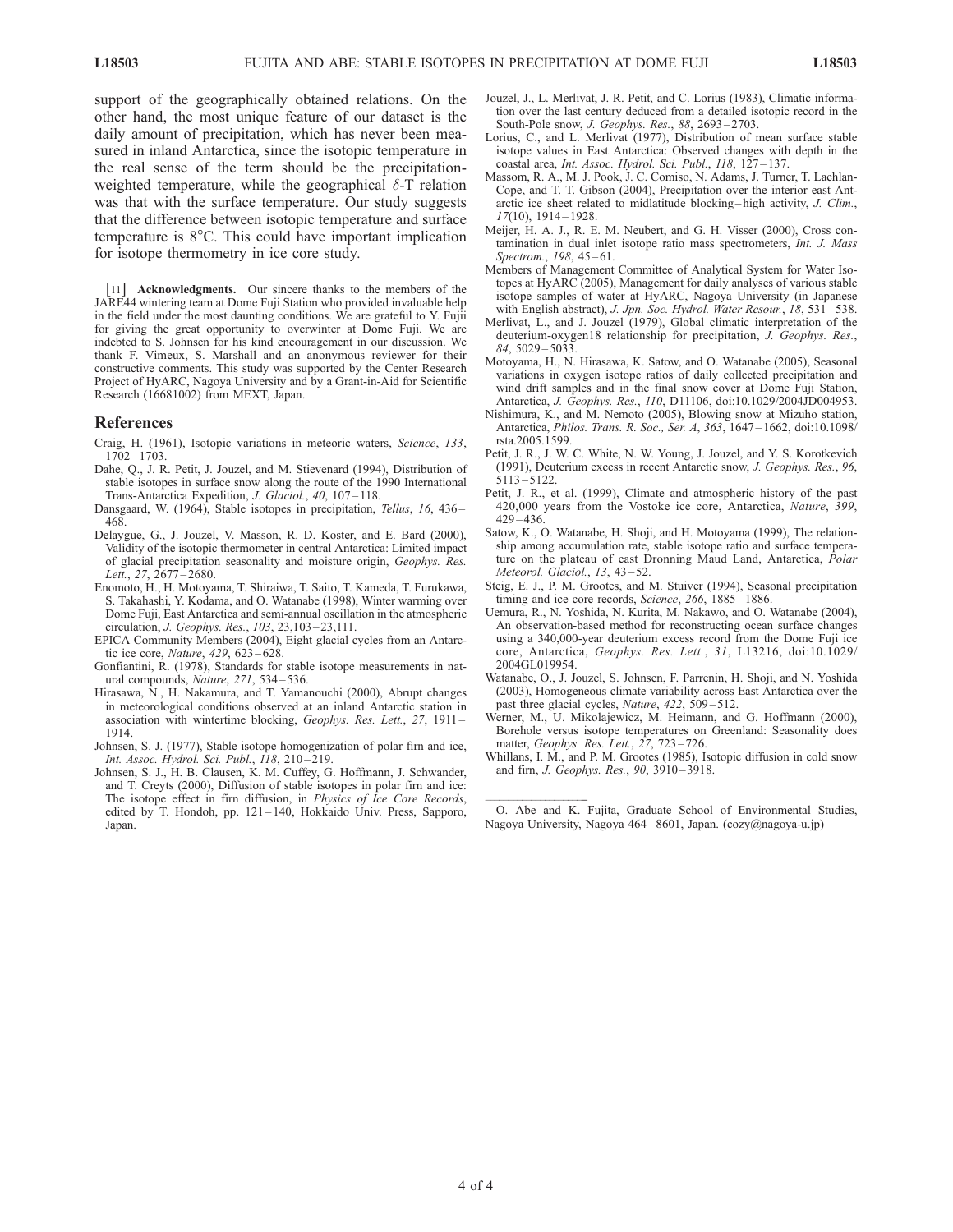support of the geographically obtained relations. On the other hand, the most unique feature of our dataset is the daily amount of precipitation, which has never been measured in inland Antarctica, since the isotopic temperature in the real sense of the term should be the precipitation-weighted temperature, while the geographical $\delta$-T relation was that with the surface temperature. Our study suggests that the difference between isotopic temperature and surface temperature is 8°C. This could have important implication for isotope thermometry in ice core study.

[11] **Acknowledgments.** Our sincere thanks to the members of the JARE44 wintering team at Dome Fuji Station who provided invaluable help in the field under the most daunting conditions. We are grateful to Y. Fujii for giving the great opportunity to overwinter at Dome Fuji. We are indebted to S. Johnsen for his kind encouragement in our discussion. We thank F. Vimeux, S. Marshall and an anonymous reviewer for their constructive comments. This study was supported by the Center Research Project of HyARC, Nagoya University and by a Grant-in-Aid for Scientific Research (16681002) from MEXT, Japan.

## References

Craig, H. (1961), Isotopic variations in meteoric waters, *Science*, *133*, 1702–1703.

Dahe, Q., J. R. Petit, J. Jouzel, and M. Stievenard (1994), Distribution of stable isotopes in surface snow along the route of the 1990 International Trans-Antarctica Expedition, *J. Glaciol.*, *40*, 107–118.

Dansgaard, W. (1964), Stable isotopes in precipitation, *Tellus*, *16*, 436–468.

Delaygue, G., J. Jouzel, V. Masson, R. D. Koster, and E. Bard (2000), Validity of the isotopic thermometer in central Antarctica: Limited impact of glacial precipitation seasonality and moisture origin, *Geophys. Res. Lett.*, *27*, 2677–2680.

Enomoto, H., H. Motoyama, T. Shiraiwa, T. Saito, T. Kameda, T. Furukawa, S. Takahashi, Y. Kodama, and O. Watanabe (1998), Winter warming over Dome Fuji, East Antarctica and semi-annual oscillation in the atmospheric circulation, *J. Geophys. Res.*, *103*, 23,103–23,111.

EPICA Community Members (2004), Eight glacial cycles from an Antarctic ice core, *Nature*, *429*, 623–628.

Gonfiantini, R. (1978), Standards for stable isotope measurements in natural compounds, *Nature*, *271*, 534–536.

Hirasawa, N., H. Nakamura, and T. Yamanouchi (2000), Abrupt changes in meteorological conditions observed at an inland Antarctic station in association with wintertime blocking, *Geophys. Res. Lett.*, *27*, 1911–1914.

Johnsen, S. J. (1977), Stable isotope homogenization of polar firn and ice, *Int. Assoc. Hydrol. Sci. Publ.*, *118*, 210–219.

Johnsen, S. J., H. B. Clausen, K. M. Cuffey, G. Hoffmann, J. Schwander, and T. Creyts (2000), Diffusion of stable isotopes in polar firn and ice: The isotope effect in firn diffusion, in *Physics of Ice Core Records*, edited by T. Hondoh, pp. 121–140, Hokkaido Univ. Press, Sapporo, Japan.

Jouzel, J., L. Merlivat, J. R. Petit, and C. Lorius (1983), Climatic information over the last century deduced from a detailed isotopic record in the South-Pole snow, *J. Geophys. Res.*, *88*, 2693–2703.

Lorius, C., and L. Merlivat (1977), Distribution of mean surface stable isotope values in East Antarctica: Observed changes with depth in the coastal area, *Int. Assoc. Hydrol. Sci. Publ.*, *118*, 127–137.

Massom, R. A., M. J. Pook, J. C. Comiso, N. Adams, J. Turner, T. Lachlan-Cope, and T. T. Gibson (2004), Precipitation over the interior east Antarctic ice sheet related to midlatitude blocking–high activity, *J. Clim.*, *17*(10), 1914–1928.

Meijer, H. A. J., R. E. M. Neubert, and G. H. Visser (2000), Cross contamination in dual inlet isotope ratio mass spectrometers, *Int. J. Mass Spectrom.*, *198*, 45–61.

Members of Management Committee of Analytical System for Water Isotopes at HyARC (2005), Management for daily analyses of various stable isotope samples of water at HyARC, Nagoya University (in Japanese with English abstract), *J. Jpn. Soc. Hydrol. Water Resour.*, *18*, 531–538.

Merlivat, L., and J. Jouzel (1979), Global climatic interpretation of the deuterium-oxygen18 relationship for precipitation, *J. Geophys. Res.*, *84*, 5029–5033.

Motoyama, H., N. Hirasawa, K. Satow, and O. Watanabe (2005), Seasonal variations in oxygen isotope ratios of daily collected precipitation and wind drift samples and in the final snow cover at Dome Fuji Station, Antarctica, *J. Geophys. Res.*, *110*, D11106, doi:10.1029/2004JD004953.

Nishimura, K., and M. Nemoto (2005), Blowing snow at Mizuho station, Antarctica, *Philos. Trans. R. Soc., Ser. A*, *363*, 1647–1662, doi:10.1098/rsta.2005.1599.

Petit, J. R., J. W. C. White, N. W. Young, J. Jouzel, and Y. S. Korotkevich (1991), Deuterium excess in recent Antarctic snow, *J. Geophys. Res.*, *96*, 5113–5122.

Petit, J. R., et al. (1999), Climate and atmospheric history of the past 420,000 years from the Vostoke ice core, Antarctica, *Nature*, *399*, 429–436.

Satow, K., O. Watanabe, H. Shoji, and H. Motoyama (1999), The relationship among accumulation rate, stable isotope ratio and surface temperature on the plateau of east Dronning Maud Land, Antarctica, *Polar Meteorol. Glaciol.*, *13*, 43–52.

Steig, E. J., P. M. Grootes, and M. Stuiver (1994), Seasonal precipitation timing and ice core records, *Science*, *266*, 1885–1886.

Uemura, R., N. Yoshida, N. Kurita, M. Nakawo, and O. Watanabe (2004), An observation-based method for reconstructing ocean surface changes using a 340,000-year deuterium excess record from the Dome Fuji ice core, Antarctica, *Geophys. Res. Lett.*, *31*, L13216, doi:10.1029/2004GL019954.

Watanabe, O., J. Jouzel, S. Johnsen, F. Parrenin, H. Shoji, and N. Yoshida (2003), Homogeneous climate variability across East Antarctica over the past three glacial cycles, *Nature*, *422*, 509–512.

Werner, M., U. Mikolajewicz, M. Heimann, and G. Hoffmann (2000), Borehole versus isotope temperatures on Greenland: Seasonality does matter, *Geophys. Res. Lett.*, *27*, 723–726.

Whillans, I. M., and P. M. Grootes (1985), Isotopic diffusion in cold snow and firn, *J. Geophys. Res.*, *90*, 3910–3918.

---

O. Abe and K. Fujita, Graduate School of Environmental Studies, Nagoya University, Nagoya 464-8601, Japan. (cozy@nagoya-u.jp)